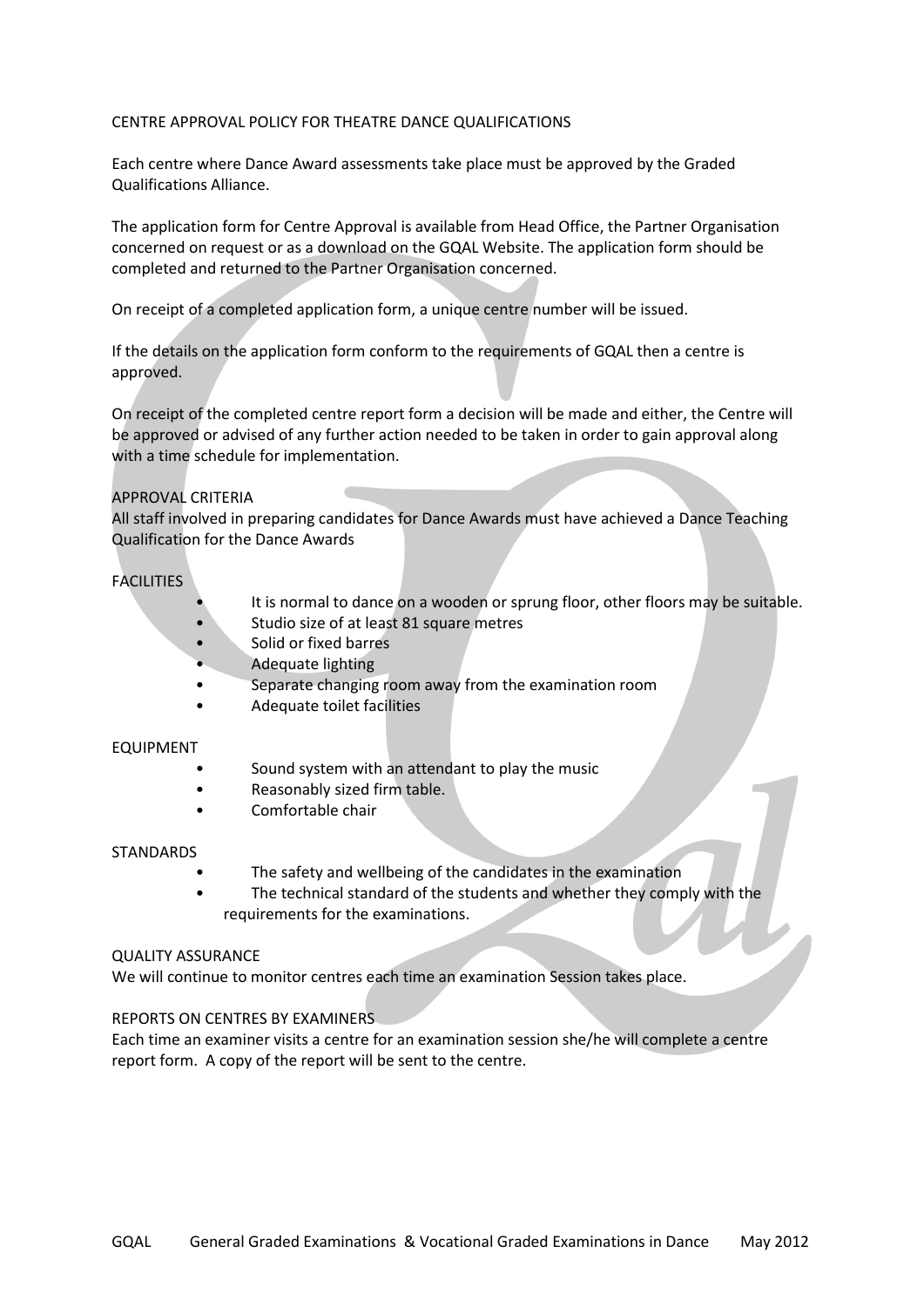# CENTRE APPROVAL POLICY FOR THEATRE DANCE QUALIFICATIONS

Each centre where Dance Award assessments take place must be approved by the Graded Qualifications Alliance.

The application form for Centre Approval is available from Head Office, the Partner Organisation concerned on request or as a download on the GQAL Website. The application form should be completed and returned to the Partner Organisation concerned.

On receipt of a completed application form, a unique centre number will be issued.

If the details on the application form conform to the requirements of GQAL then a centre is approved.

On receipt of the completed centre report form a decision will be made and either, the Centre will be approved or advised of any further action needed to be taken in order to gain approval along with a time schedule for implementation.

## APPROVAL CRITERIA

All staff involved in preparing candidates for Dance Awards must have achieved a Dance Teaching Qualification for the Dance Awards

## FACILITIES

- It is normal to dance on a wooden or sprung floor, other floors may be suitable.
- Studio size of at least 81 square metres
- Solid or fixed barres
- Adequate lighting
- Separate changing room away from the examination room
- Adequate toilet facilities

## EQUIPMENT

- Sound system with an attendant to play the music
- Reasonably sized firm table.
- Comfortable chair

## STANDARDS

- The safety and wellbeing of the candidates in the examination
- The technical standard of the students and whether they comply with the requirements for the examinations.

## QUALITY ASSURANCE

We will continue to monitor centres each time an examination Session takes place.

## REPORTS ON CENTRES BY EXAMINERS

Each time an examiner visits a centre for an examination session she/he will complete a centre report form. A copy of the report will be sent to the centre.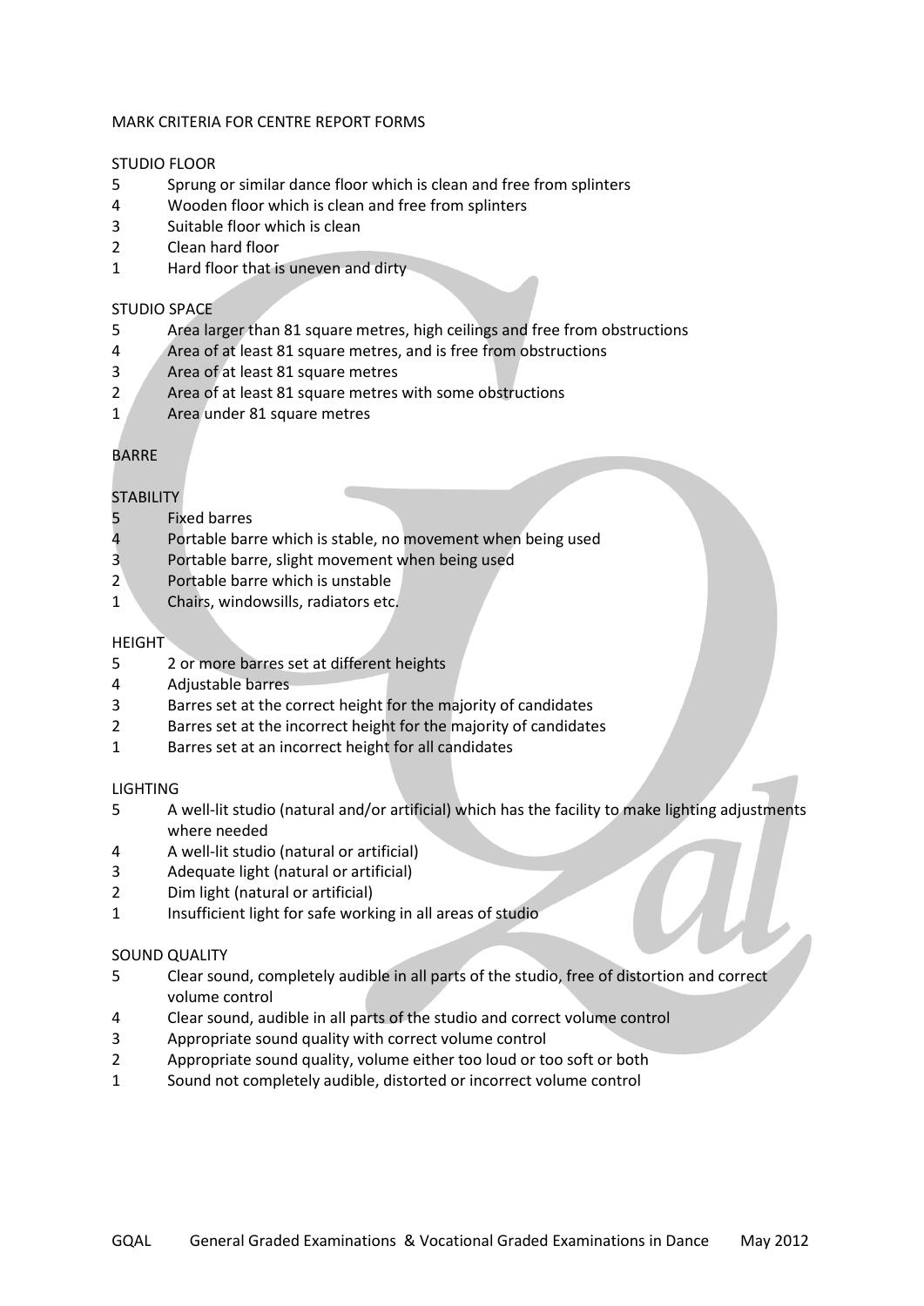# MARK CRITERIA FOR CENTRE REPORT FORMS

## STUDIO FLOOR

5 Sprung or similar dance floor which is clean and free from splinters
4 Wooden floor which is clean and free from splinters
3 Suitable floor which is clean
2 Clean hard floor
1 Hard floor that is uneven and dirty

## STUDIO SPACE

5 Area larger than 81 square metres, high ceilings and free from obstructions
4 Area of at least 81 square metres, and is free from obstructions
3 Area of at least 81 square metres
2 Area of at least 81 square metres with some obstructions
1 Area under 81 square metres

## BARRE

### STABILITY

5 Fixed barres
4 Portable barre which is stable, no movement when being used
3 Portable barre, slight movement when being used
2 Portable barre which is unstable
1 Chairs, windowsills, radiators etc.

### HEIGHT

5 2 or more barres set at different heights
4 Adjustable barres
3 Barres set at the correct height for the majority of candidates
2 Barres set at the incorrect height for the majority of candidates
1 Barres set at an incorrect height for all candidates

## LIGHTING

5 A well-lit studio (natural and/or artificial) which has the facility to make lighting adjustments where needed
4 A well-lit studio (natural or artificial)
3 Adequate light (natural or artificial)
2 Dim light (natural or artificial)
1 Insufficient light for safe working in all areas of studio

## SOUND QUALITY

5 Clear sound, completely audible in all parts of the studio, free of distortion and correct volume control
4 Clear sound, audible in all parts of the studio and correct volume control
3 Appropriate sound quality with correct volume control
2 Appropriate sound quality, volume either too loud or too soft or both
1 Sound not completely audible, distorted or incorrect volume control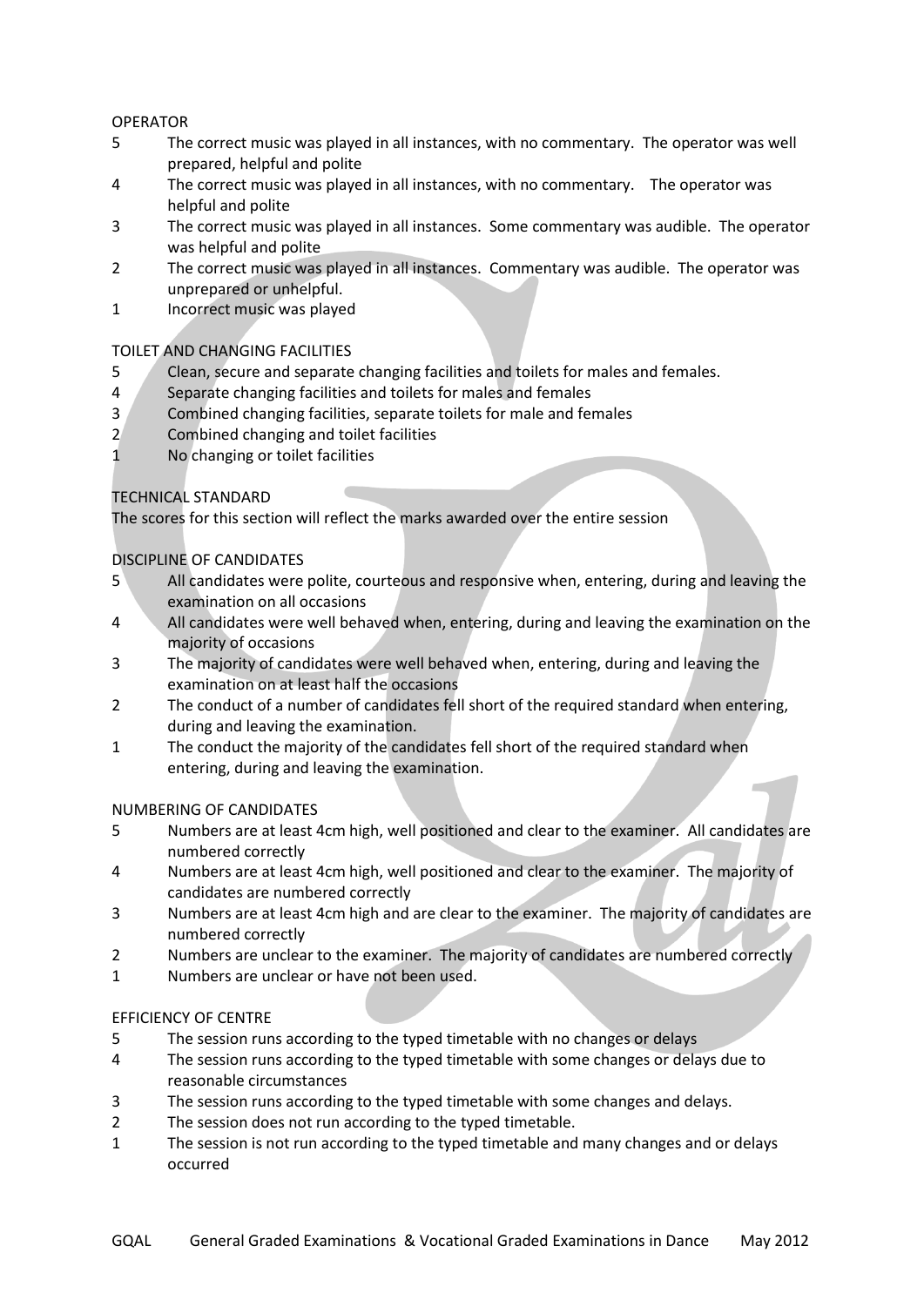OPERATOR

5 The correct music was played in all instances, with no commentary. The operator was well prepared, helpful and polite

4 The correct music was played in all instances, with no commentary. The operator was helpful and polite

3 The correct music was played in all instances. Some commentary was audible. The operator was helpful and polite

2 The correct music was played in all instances. Commentary was audible. The operator was unprepared or unhelpful.

1 Incorrect music was played

TOILET AND CHANGING FACILITIES

5 Clean, secure and separate changing facilities and toilets for males and females.

4 Separate changing facilities and toilets for males and females

3 Combined changing facilities, separate toilets for male and females

2 Combined changing and toilet facilities

1 No changing or toilet facilities

TECHNICAL STANDARD

The scores for this section will reflect the marks awarded over the entire session

DISCIPLINE OF CANDIDATES

5 All candidates were polite, courteous and responsive when, entering, during and leaving the examination on all occasions

4 All candidates were well behaved when, entering, during and leaving the examination on the majority of occasions

3 The majority of candidates were well behaved when, entering, during and leaving the examination on at least half the occasions

2 The conduct of a number of candidates fell short of the required standard when entering, during and leaving the examination.

1 The conduct the majority of the candidates fell short of the required standard when entering, during and leaving the examination.

NUMBERING OF CANDIDATES

5 Numbers are at least 4cm high, well positioned and clear to the examiner. All candidates are numbered correctly

4 Numbers are at least 4cm high, well positioned and clear to the examiner. The majority of candidates are numbered correctly

3 Numbers are at least 4cm high and are clear to the examiner. The majority of candidates are numbered correctly

2 Numbers are unclear to the examiner. The majority of candidates are numbered correctly

1 Numbers are unclear or have not been used.

EFFICIENCY OF CENTRE

5 The session runs according to the typed timetable with no changes or delays

4 The session runs according to the typed timetable with some changes or delays due to reasonable circumstances

3 The session runs according to the typed timetable with some changes and delays.

2 The session does not run according to the typed timetable.

1 The session is not run according to the typed timetable and many changes and or delays occurred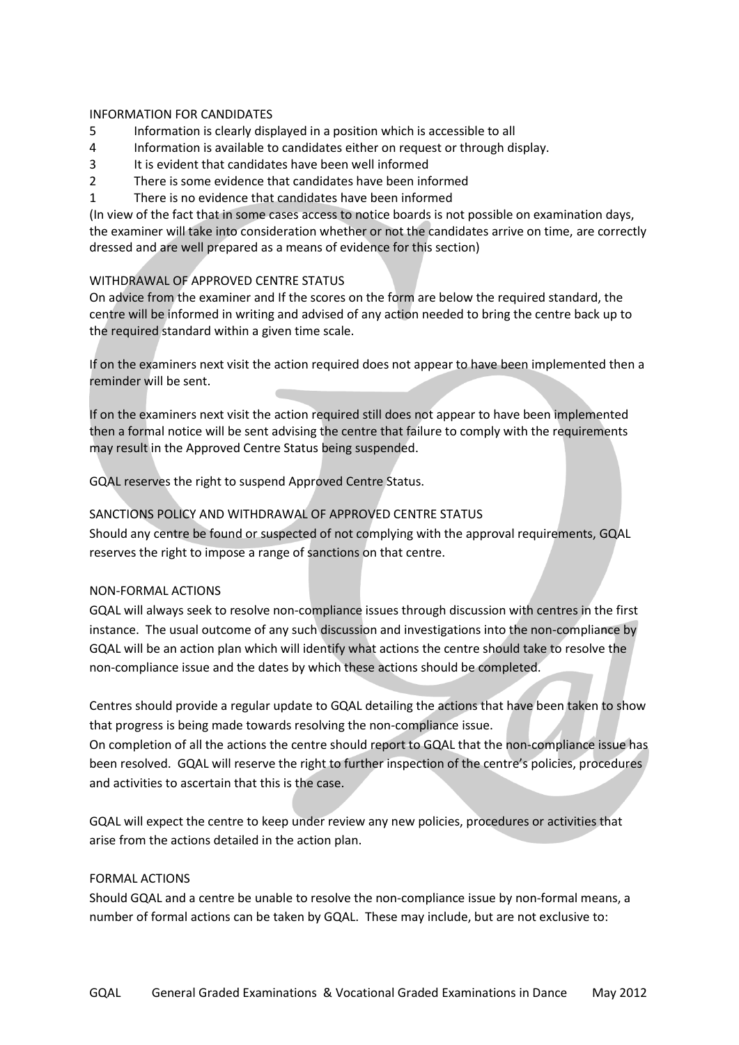INFORMATION FOR CANDIDATES

5 Information is clearly displayed in a position which is accessible to all

4 Information is available to candidates either on request or through display.

3 It is evident that candidates have been well informed

2 There is some evidence that candidates have been informed

1 There is no evidence that candidates have been informed

(In view of the fact that in some cases access to notice boards is not possible on examination days, the examiner will take into consideration whether or not the candidates arrive on time, are correctly dressed and are well prepared as a means of evidence for this section)

WITHDRAWAL OF APPROVED CENTRE STATUS

On advice from the examiner and If the scores on the form are below the required standard, the centre will be informed in writing and advised of any action needed to bring the centre back up to the required standard within a given time scale.

If on the examiners next visit the action required does not appear to have been implemented then a reminder will be sent.

If on the examiners next visit the action required still does not appear to have been implemented then a formal notice will be sent advising the centre that failure to comply with the requirements may result in the Approved Centre Status being suspended.

GQAL reserves the right to suspend Approved Centre Status.

SANCTIONS POLICY AND WITHDRAWAL OF APPROVED CENTRE STATUS

Should any centre be found or suspected of not complying with the approval requirements, GQAL reserves the right to impose a range of sanctions on that centre.

NON-FORMAL ACTIONS

GQAL will always seek to resolve non-compliance issues through discussion with centres in the first instance. The usual outcome of any such discussion and investigations into the non-compliance by GQAL will be an action plan which will identify what actions the centre should take to resolve the non-compliance issue and the dates by which these actions should be completed.

Centres should provide a regular update to GQAL detailing the actions that have been taken to show that progress is being made towards resolving the non-compliance issue.

On completion of all the actions the centre should report to GQAL that the non-compliance issue has been resolved. GQAL will reserve the right to further inspection of the centre's policies, procedures and activities to ascertain that this is the case.

GQAL will expect the centre to keep under review any new policies, procedures or activities that arise from the actions detailed in the action plan.

FORMAL ACTIONS

Should GQAL and a centre be unable to resolve the non-compliance issue by non-formal means, a number of formal actions can be taken by GQAL. These may include, but are not exclusive to: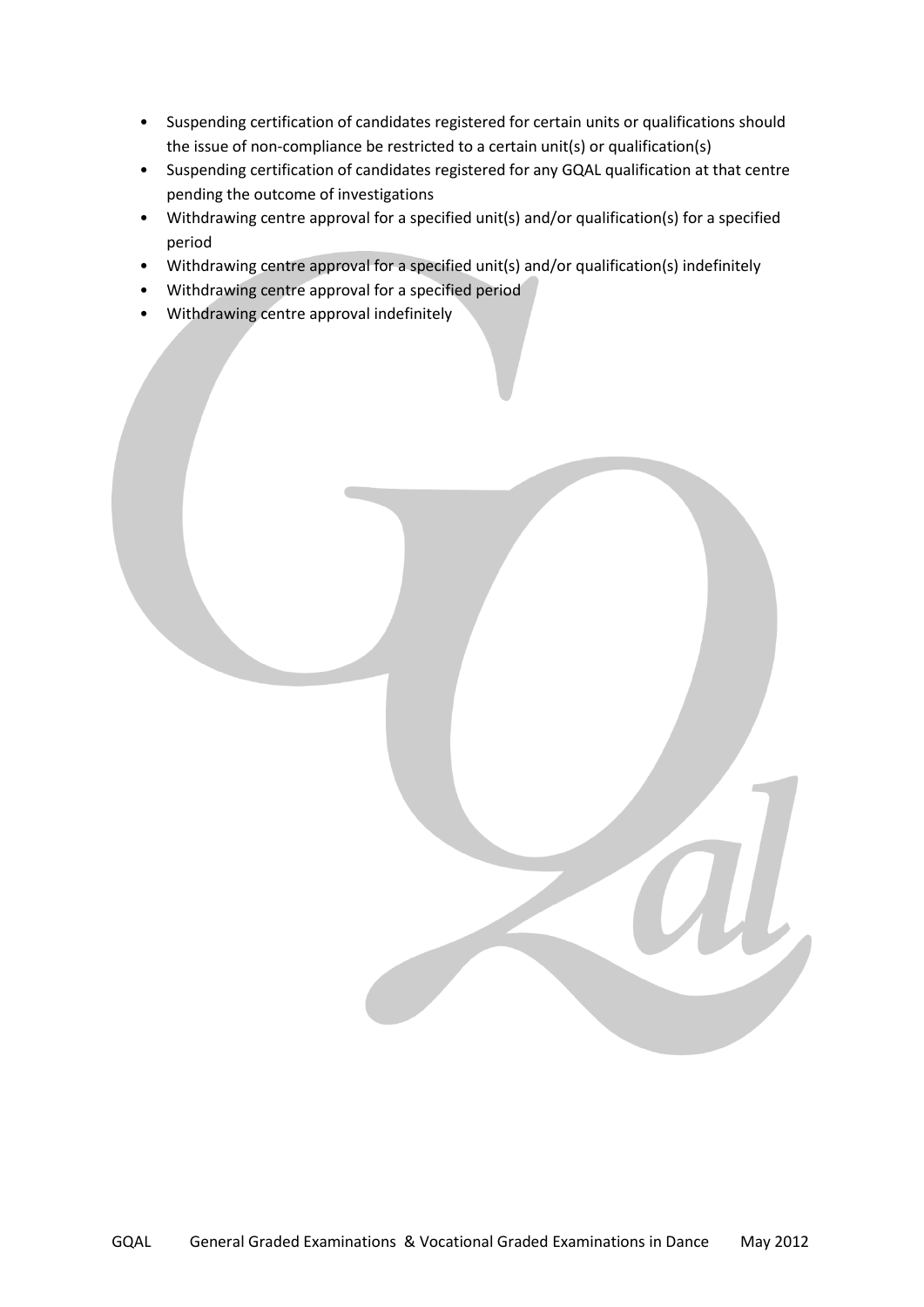- Suspending certification of candidates registered for certain units or qualifications should the issue of non-compliance be restricted to a certain unit(s) or qualification(s)
- Suspending certification of candidates registered for any GQAL qualification at that centre pending the outcome of investigations
- Withdrawing centre approval for a specified unit(s) and/or qualification(s) for a specified period
- Withdrawing centre approval for a specified unit(s) and/or qualification(s) indefinitely
- Withdrawing centre approval for a specified period
- Withdrawing centre approval indefinitely